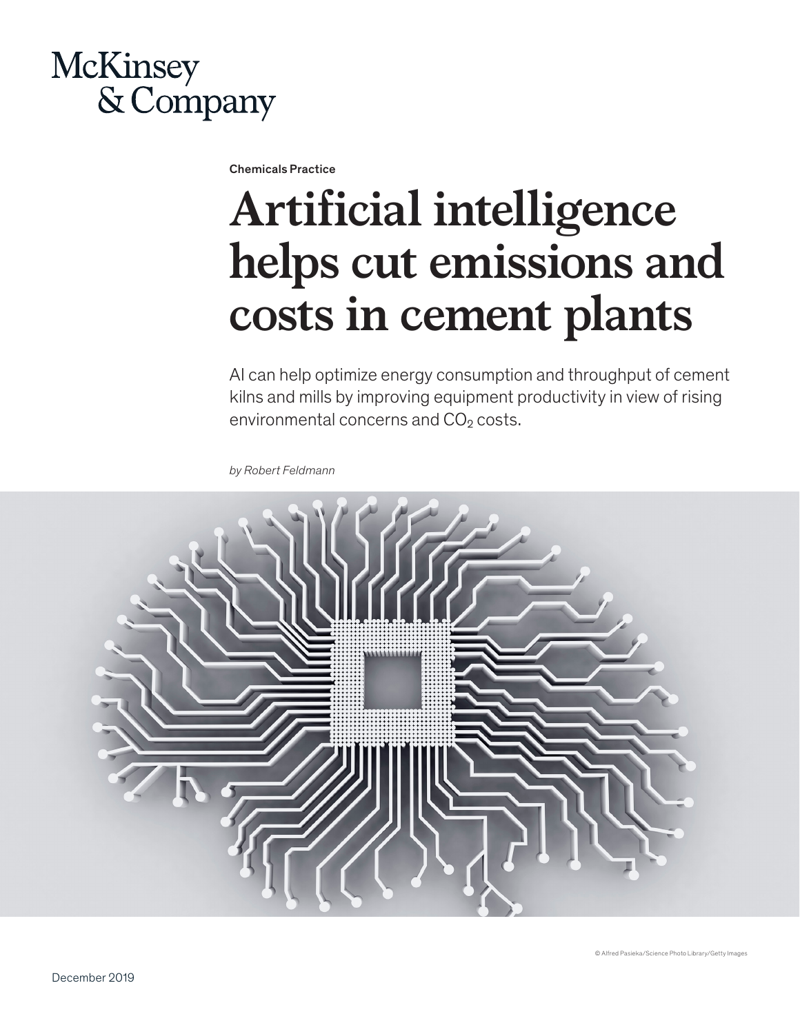McKinsey & Company

Chemicals Practice

# Artificial intelligence helps cut emissions and costs in cement plants

AI can help optimize energy consumption and throughput of cement kilns and mills by improving equipment productivity in view of rising environmental concerns and $CO_2$ costs.

*by Robert Feldmann*

© Alfred Pasieka/Science Photo Library/Getty Images

December 2019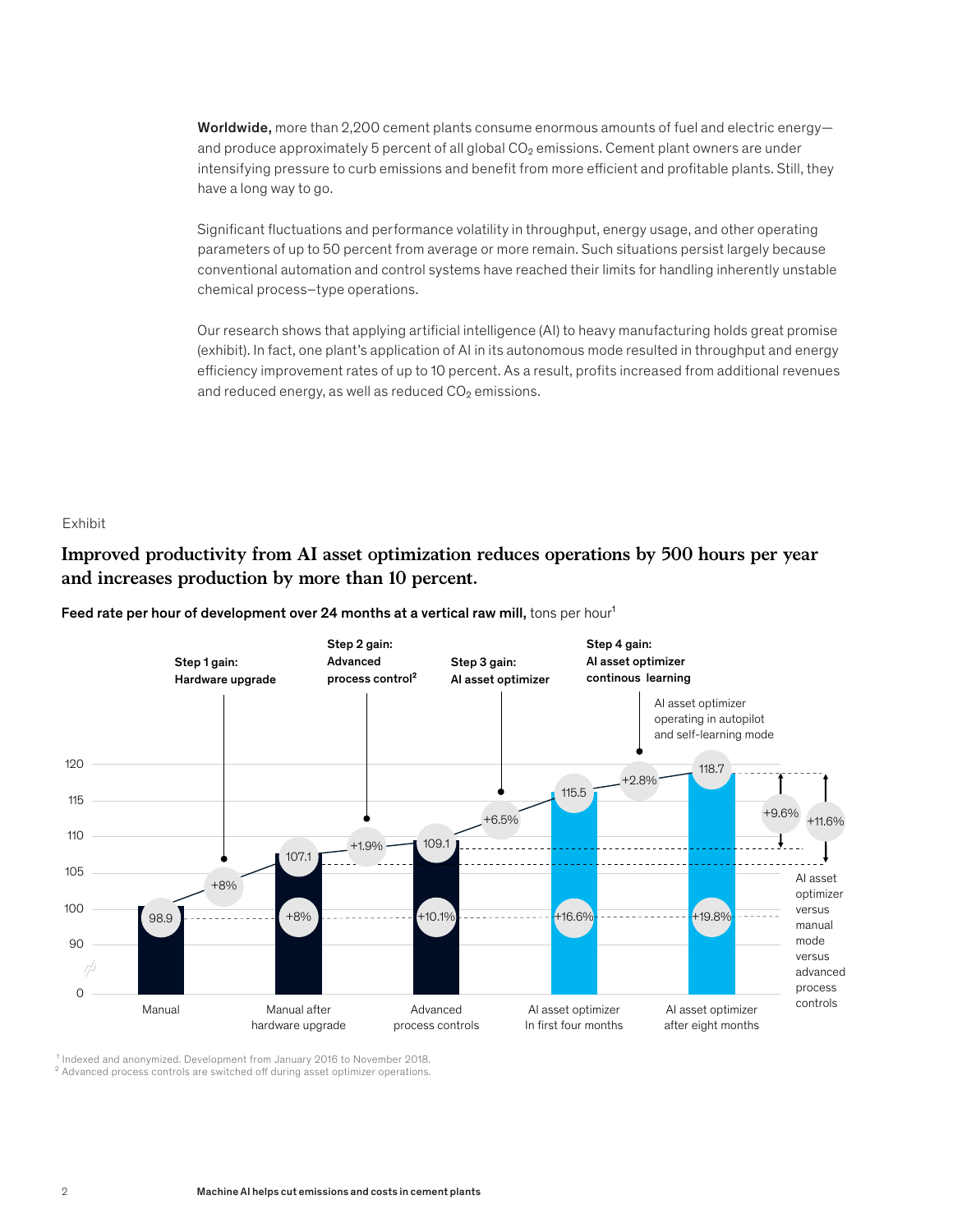**Worldwide,** more than 2,200 cement plants consume enormous amounts of fuel and electric energy—and produce approximately 5 percent of all global $CO_2$ emissions. Cement plant owners are under intensifying pressure to curb emissions and benefit from more efficient and profitable plants. Still, they have a long way to go.

Significant fluctuations and performance volatility in throughput, energy usage, and other operating parameters of up to 50 percent from average or more remain. Such situations persist largely because conventional automation and control systems have reached their limits for handling inherently unstable chemical process–type operations.

Our research shows that applying artificial intelligence (AI) to heavy manufacturing holds great promise (exhibit). In fact, one plant's application of AI in its autonomous mode resulted in throughput and energy efficiency improvement rates of up to 10 percent. As a result, profits increased from additional revenues and reduced energy, as well as reduced $CO_2$ emissions.

Exhibit

## Improved productivity from AI asset optimization reduces operations by 500 hours per year and increases production by more than 10 percent.

**Feed rate per hour of development over 24 months at a vertical raw mill,** tons per hour[1]

| | Manual | Manual after hardware upgrade | Advanced process controls | AI asset optimizer In first four months | AI asset optimizer after eight months |
|---|---|---|---|---|---|
| Feed rate (tons per hour) | 98.9 | 107.1 | 109.1 | 115.5 | 118.7 |
| Step gain | | +8% (Step 1 gain: Hardware upgrade) | +1.9% (Step 2 gain: Advanced process control[2]) | +6.5% (Step 3 gain: AI asset optimizer) | +2.8% (Step 4 gain: AI asset optimizer continous learning) |
| Gain vs. manual | | +8% | +10.1% | +16.6% | +19.8% |

AI asset optimizer operating in autopilot and self-learning mode

AI asset optimizer versus manual mode versus advanced process controls: +9.6%, +11.6%

[1] Indexed and anonymized. Development from January 2016 to November 2018.
[2] Advanced process controls are switched off during asset optimizer operations.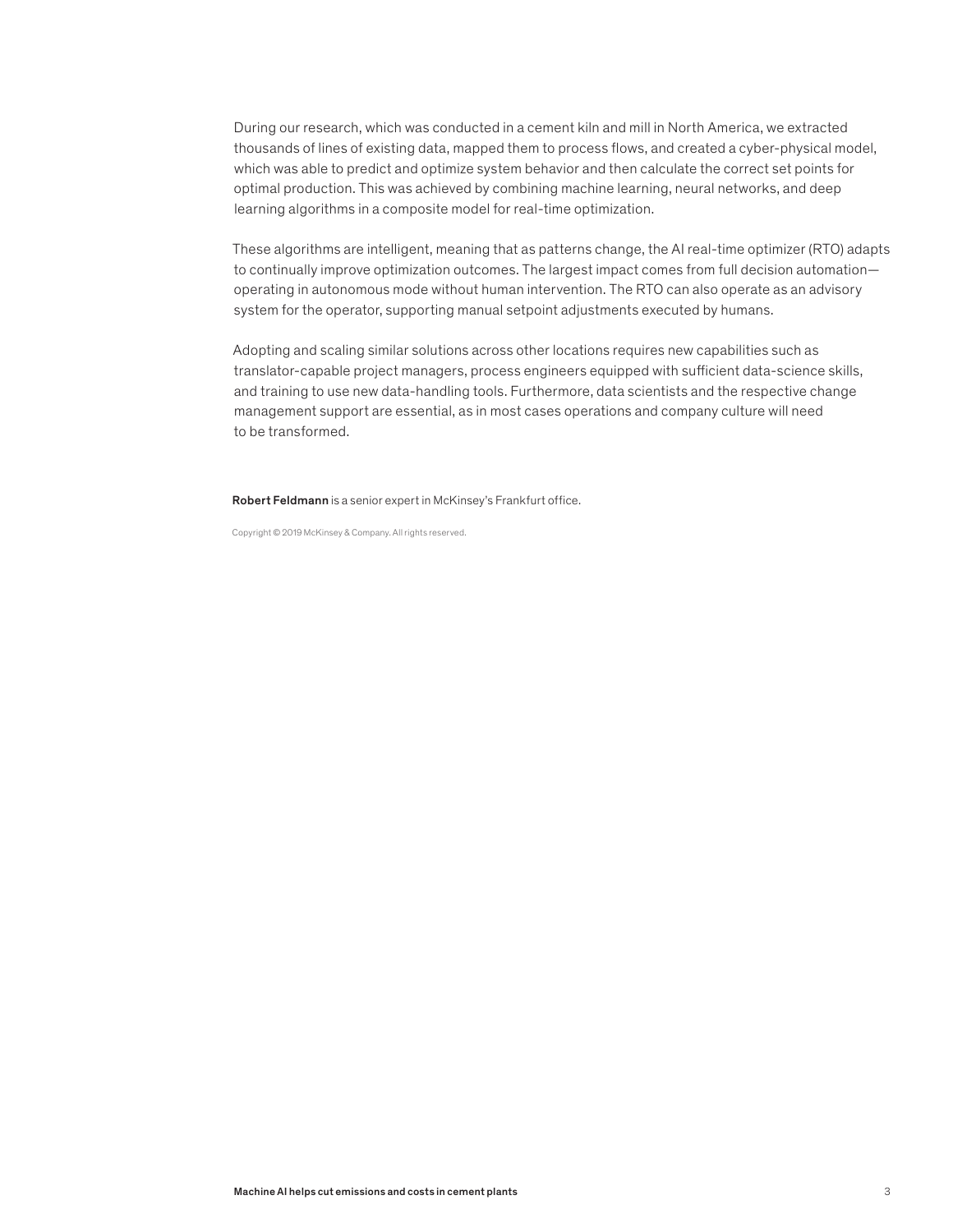During our research, which was conducted in a cement kiln and mill in North America, we extracted thousands of lines of existing data, mapped them to process flows, and created a cyber-physical model, which was able to predict and optimize system behavior and then calculate the correct set points for optimal production. This was achieved by combining machine learning, neural networks, and deep learning algorithms in a composite model for real-time optimization.

These algorithms are intelligent, meaning that as patterns change, the AI real-time optimizer (RTO) adapts to continually improve optimization outcomes. The largest impact comes from full decision automation—operating in autonomous mode without human intervention. The RTO can also operate as an advisory system for the operator, supporting manual setpoint adjustments executed by humans.

Adopting and scaling similar solutions across other locations requires new capabilities such as translator-capable project managers, process engineers equipped with sufficient data-science skills, and training to use new data-handling tools. Furthermore, data scientists and the respective change management support are essential, as in most cases operations and company culture will need to be transformed.

**Robert Feldmann** is a senior expert in McKinsey's Frankfurt office.

Copyright © 2019 McKinsey & Company. All rights reserved.